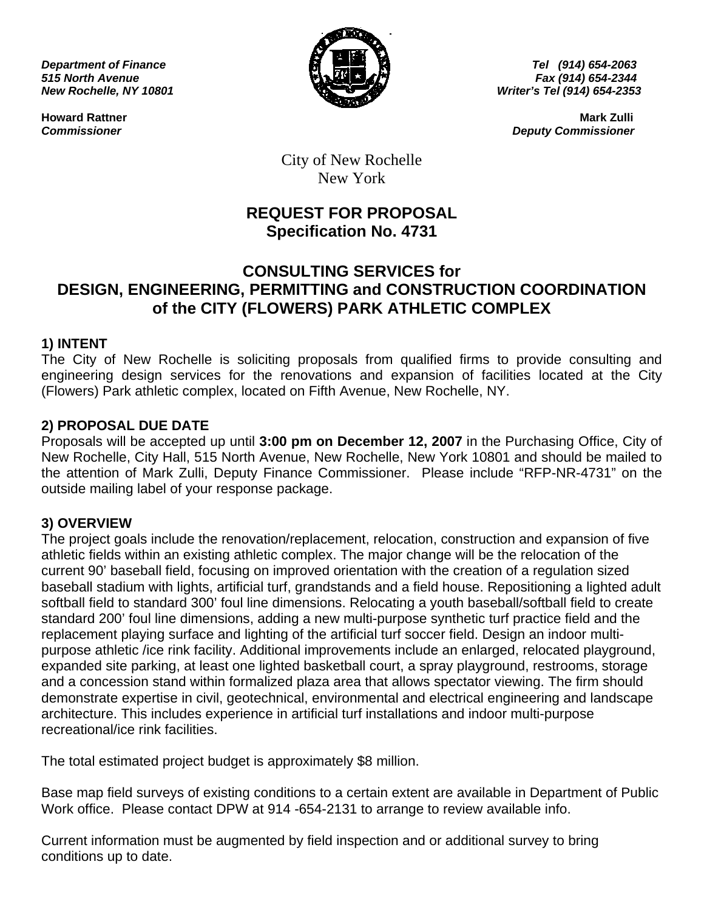*Department of Finance*
*515 North Avenue*
*New Rochelle, NY 10801*

*Tel (914) 654-2063*
*Fax (914) 654-2344*
*Writer's Tel (914) 654-2353*

**Howard Rattner**
***Commissioner***

**Mark Zulli**
***Deputy Commissioner***

City of New Rochelle
New York

# REQUEST FOR PROPOSAL
# Specification No. 4731

# CONSULTING SERVICES for DESIGN, ENGINEERING, PERMITTING and CONSTRUCTION COORDINATION of the CITY (FLOWERS) PARK ATHLETIC COMPLEX

## 1) INTENT

The City of New Rochelle is soliciting proposals from qualified firms to provide consulting and engineering design services for the renovations and expansion of facilities located at the City (Flowers) Park athletic complex, located on Fifth Avenue, New Rochelle, NY.

## 2) PROPOSAL DUE DATE

Proposals will be accepted up until **3:00 pm on December 12, 2007** in the Purchasing Office, City of New Rochelle, City Hall, 515 North Avenue, New Rochelle, New York 10801 and should be mailed to the attention of Mark Zulli, Deputy Finance Commissioner. Please include "RFP-NR-4731" on the outside mailing label of your response package.

## 3) OVERVIEW

The project goals include the renovation/replacement, relocation, construction and expansion of five athletic fields within an existing athletic complex. The major change will be the relocation of the current 90' baseball field, focusing on improved orientation with the creation of a regulation sized baseball stadium with lights, artificial turf, grandstands and a field house. Repositioning a lighted adult softball field to standard 300' foul line dimensions. Relocating a youth baseball/softball field to create standard 200' foul line dimensions, adding a new multi-purpose synthetic turf practice field and the replacement playing surface and lighting of the artificial turf soccer field. Design an indoor multi-purpose athletic /ice rink facility. Additional improvements include an enlarged, relocated playground, expanded site parking, at least one lighted basketball court, a spray playground, restrooms, storage and a concession stand within formalized plaza area that allows spectator viewing. The firm should demonstrate expertise in civil, geotechnical, environmental and electrical engineering and landscape architecture. This includes experience in artificial turf installations and indoor multi-purpose recreational/ice rink facilities.

The total estimated project budget is approximately $8 million.

Base map field surveys of existing conditions to a certain extent are available in Department of Public Work office. Please contact DPW at 914 -654-2131 to arrange to review available info.

Current information must be augmented by field inspection and or additional survey to bring conditions up to date.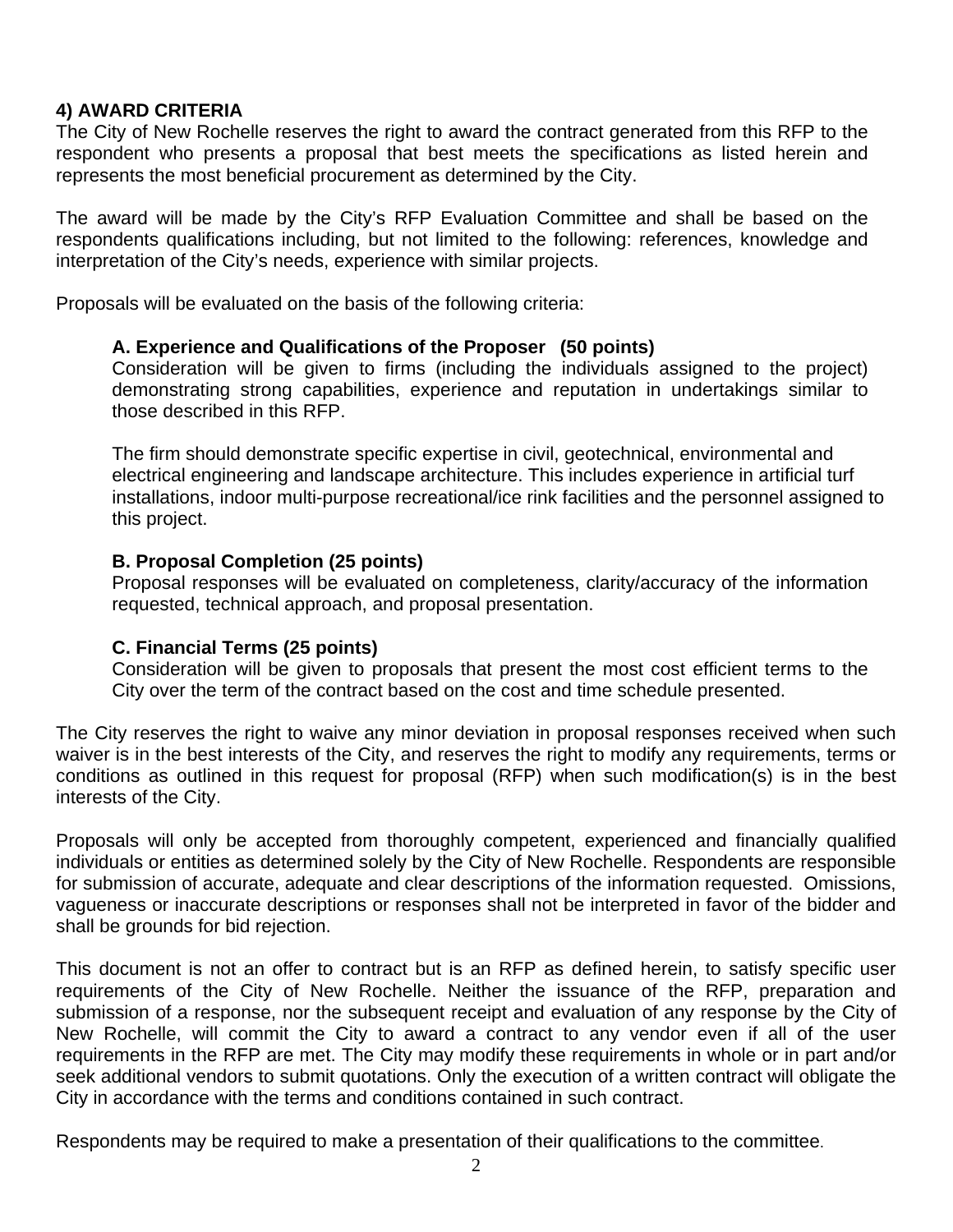#### 4) AWARD CRITERIA

The City of New Rochelle reserves the right to award the contract generated from this RFP to the respondent who presents a proposal that best meets the specifications as listed herein and represents the most beneficial procurement as determined by the City.

The award will be made by the City's RFP Evaluation Committee and shall be based on the respondents qualifications including, but not limited to the following: references, knowledge and interpretation of the City's needs, experience with similar projects.

Proposals will be evaluated on the basis of the following criteria:

**A. Experience and Qualifications of the Proposer (50 points)**
Consideration will be given to firms (including the individuals assigned to the project) demonstrating strong capabilities, experience and reputation in undertakings similar to those described in this RFP.

The firm should demonstrate specific expertise in civil, geotechnical, environmental and electrical engineering and landscape architecture. This includes experience in artificial turf installations, indoor multi-purpose recreational/ice rink facilities and the personnel assigned to this project.

**B. Proposal Completion (25 points)**
Proposal responses will be evaluated on completeness, clarity/accuracy of the information requested, technical approach, and proposal presentation.

**C. Financial Terms (25 points)**
Consideration will be given to proposals that present the most cost efficient terms to the City over the term of the contract based on the cost and time schedule presented.

The City reserves the right to waive any minor deviation in proposal responses received when such waiver is in the best interests of the City, and reserves the right to modify any requirements, terms or conditions as outlined in this request for proposal (RFP) when such modification(s) is in the best interests of the City.

Proposals will only be accepted from thoroughly competent, experienced and financially qualified individuals or entities as determined solely by the City of New Rochelle. Respondents are responsible for submission of accurate, adequate and clear descriptions of the information requested. Omissions, vagueness or inaccurate descriptions or responses shall not be interpreted in favor of the bidder and shall be grounds for bid rejection.

This document is not an offer to contract but is an RFP as defined herein, to satisfy specific user requirements of the City of New Rochelle. Neither the issuance of the RFP, preparation and submission of a response, nor the subsequent receipt and evaluation of any response by the City of New Rochelle, will commit the City to award a contract to any vendor even if all of the user requirements in the RFP are met. The City may modify these requirements in whole or in part and/or seek additional vendors to submit quotations. Only the execution of a written contract will obligate the City in accordance with the terms and conditions contained in such contract.

Respondents may be required to make a presentation of their qualifications to the committee.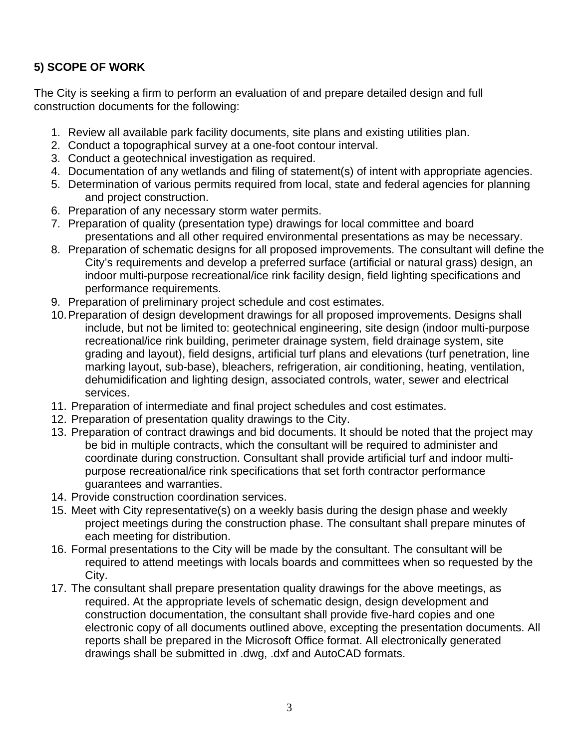**5) SCOPE OF WORK**

The City is seeking a firm to perform an evaluation of and prepare detailed design and full construction documents for the following:

1. Review all available park facility documents, site plans and existing utilities plan.
2. Conduct a topographical survey at a one-foot contour interval.
3. Conduct a geotechnical investigation as required.
4. Documentation of any wetlands and filing of statement(s) of intent with appropriate agencies.
5. Determination of various permits required from local, state and federal agencies for planning and project construction.
6. Preparation of any necessary storm water permits.
7. Preparation of quality (presentation type) drawings for local committee and board presentations and all other required environmental presentations as may be necessary.
8. Preparation of schematic designs for all proposed improvements. The consultant will define the City's requirements and develop a preferred surface (artificial or natural grass) design, an indoor multi-purpose recreational/ice rink facility design, field lighting specifications and performance requirements.
9. Preparation of preliminary project schedule and cost estimates.
10. Preparation of design development drawings for all proposed improvements. Designs shall include, but not be limited to: geotechnical engineering, site design (indoor multi-purpose recreational/ice rink building, perimeter drainage system, field drainage system, site grading and layout), field designs, artificial turf plans and elevations (turf penetration, line marking layout, sub-base), bleachers, refrigeration, air conditioning, heating, ventilation, dehumidification and lighting design, associated controls, water, sewer and electrical services.
11. Preparation of intermediate and final project schedules and cost estimates.
12. Preparation of presentation quality drawings to the City.
13. Preparation of contract drawings and bid documents. It should be noted that the project may be bid in multiple contracts, which the consultant will be required to administer and coordinate during construction. Consultant shall provide artificial turf and indoor multi-purpose recreational/ice rink specifications that set forth contractor performance guarantees and warranties.
14. Provide construction coordination services.
15. Meet with City representative(s) on a weekly basis during the design phase and weekly project meetings during the construction phase. The consultant shall prepare minutes of each meeting for distribution.
16. Formal presentations to the City will be made by the consultant. The consultant will be required to attend meetings with locals boards and committees when so requested by the City.
17. The consultant shall prepare presentation quality drawings for the above meetings, as required. At the appropriate levels of schematic design, design development and construction documentation, the consultant shall provide five-hard copies and one electronic copy of all documents outlined above, excepting the presentation documents. All reports shall be prepared in the Microsoft Office format. All electronically generated drawings shall be submitted in .dwg, .dxf and AutoCAD formats.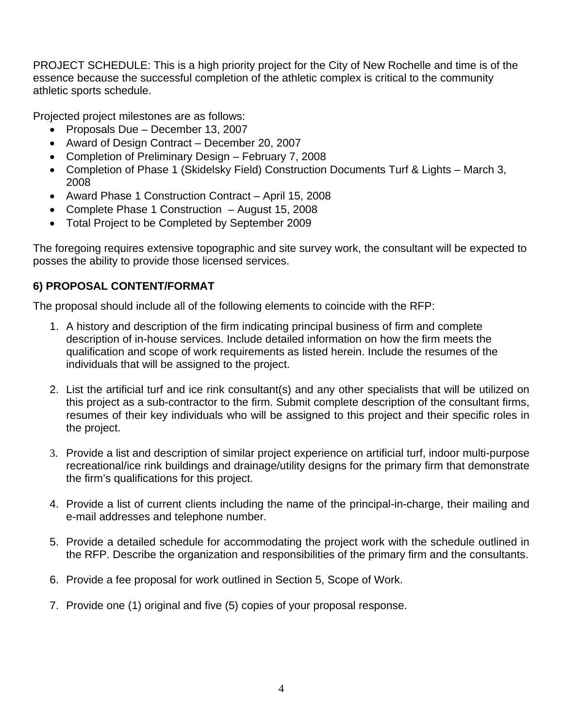PROJECT SCHEDULE: This is a high priority project for the City of New Rochelle and time is of the essence because the successful completion of the athletic complex is critical to the community athletic sports schedule.

Projected project milestones are as follows:

- Proposals Due – December 13, 2007
- Award of Design Contract – December 20, 2007
- Completion of Preliminary Design – February 7, 2008
- Completion of Phase 1 (Skidelsky Field) Construction Documents Turf & Lights – March 3, 2008
- Award Phase 1 Construction Contract – April 15, 2008
- Complete Phase 1 Construction – August 15, 2008
- Total Project to be Completed by September 2009

The foregoing requires extensive topographic and site survey work, the consultant will be expected to posses the ability to provide those licensed services.

### 6) PROPOSAL CONTENT/FORMAT

The proposal should include all of the following elements to coincide with the RFP:

1. A history and description of the firm indicating principal business of firm and complete description of in-house services. Include detailed information on how the firm meets the qualification and scope of work requirements as listed herein. Include the resumes of the individuals that will be assigned to the project.

2. List the artificial turf and ice rink consultant(s) and any other specialists that will be utilized on this project as a sub-contractor to the firm. Submit complete description of the consultant firms, resumes of their key individuals who will be assigned to this project and their specific roles in the project.

3. Provide a list and description of similar project experience on artificial turf, indoor multi-purpose recreational/ice rink buildings and drainage/utility designs for the primary firm that demonstrate the firm's qualifications for this project.

4. Provide a list of current clients including the name of the principal-in-charge, their mailing and e-mail addresses and telephone number.

5. Provide a detailed schedule for accommodating the project work with the schedule outlined in the RFP. Describe the organization and responsibilities of the primary firm and the consultants.

6. Provide a fee proposal for work outlined in Section 5, Scope of Work.

7. Provide one (1) original and five (5) copies of your proposal response.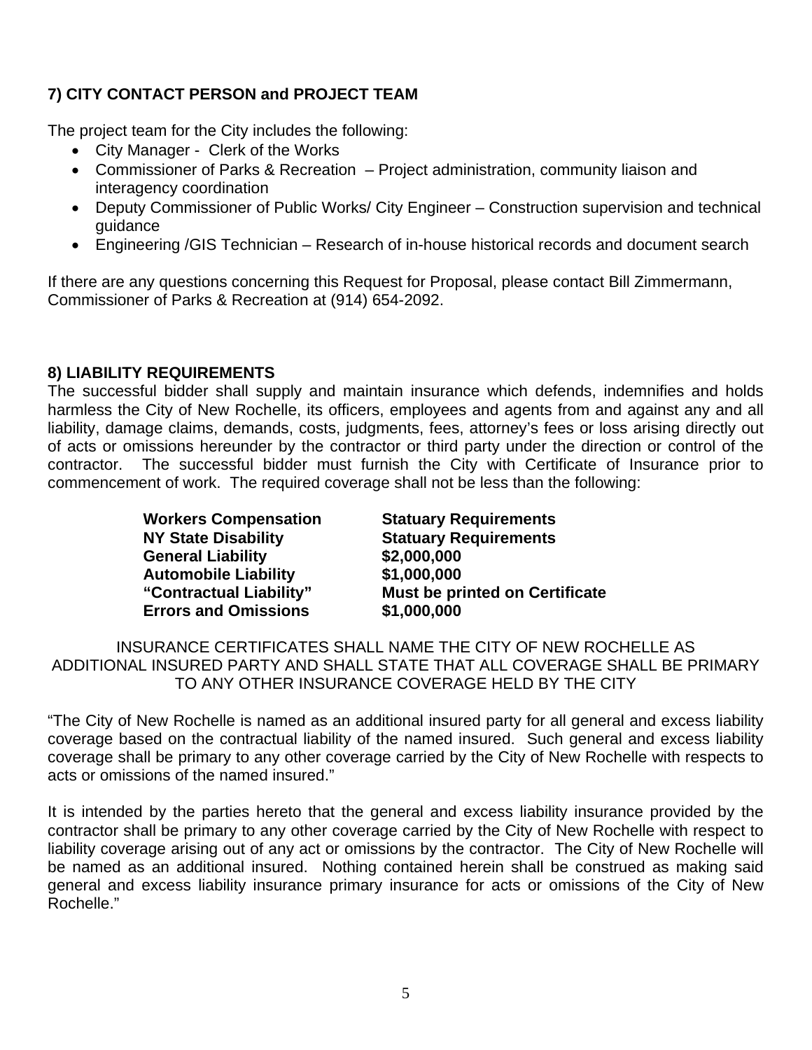## 7) CITY CONTACT PERSON and PROJECT TEAM

The project team for the City includes the following:

- City Manager - Clerk of the Works
- Commissioner of Parks & Recreation – Project administration, community liaison and interagency coordination
- Deputy Commissioner of Public Works/ City Engineer – Construction supervision and technical guidance
- Engineering /GIS Technician – Research of in-house historical records and document search

If there are any questions concerning this Request for Proposal, please contact Bill Zimmermann, Commissioner of Parks & Recreation at (914) 654-2092.

## 8) LIABILITY REQUIREMENTS

The successful bidder shall supply and maintain insurance which defends, indemnifies and holds harmless the City of New Rochelle, its officers, employees and agents from and against any and all liability, damage claims, demands, costs, judgments, fees, attorney's fees or loss arising directly out of acts or omissions hereunder by the contractor or third party under the direction or control of the contractor. The successful bidder must furnish the City with Certificate of Insurance prior to commencement of work. The required coverage shall not be less than the following:

| | |
|---|---|
| **Workers Compensation** | **Statuary Requirements** |
| **NY State Disability** | **Statuary Requirements** |
| **General Liability** | **$2,000,000** |
| **Automobile Liability** | **$1,000,000** |
| **"Contractual Liability"** | **Must be printed on Certificate** |
| **Errors and Omissions** | **$1,000,000** |

INSURANCE CERTIFICATES SHALL NAME THE CITY OF NEW ROCHELLE AS ADDITIONAL INSURED PARTY AND SHALL STATE THAT ALL COVERAGE SHALL BE PRIMARY TO ANY OTHER INSURANCE COVERAGE HELD BY THE CITY

"The City of New Rochelle is named as an additional insured party for all general and excess liability coverage based on the contractual liability of the named insured. Such general and excess liability coverage shall be primary to any other coverage carried by the City of New Rochelle with respects to acts or omissions of the named insured."

It is intended by the parties hereto that the general and excess liability insurance provided by the contractor shall be primary to any other coverage carried by the City of New Rochelle with respect to liability coverage arising out of any act or omissions by the contractor. The City of New Rochelle will be named as an additional insured. Nothing contained herein shall be construed as making said general and excess liability insurance primary insurance for acts or omissions of the City of New Rochelle."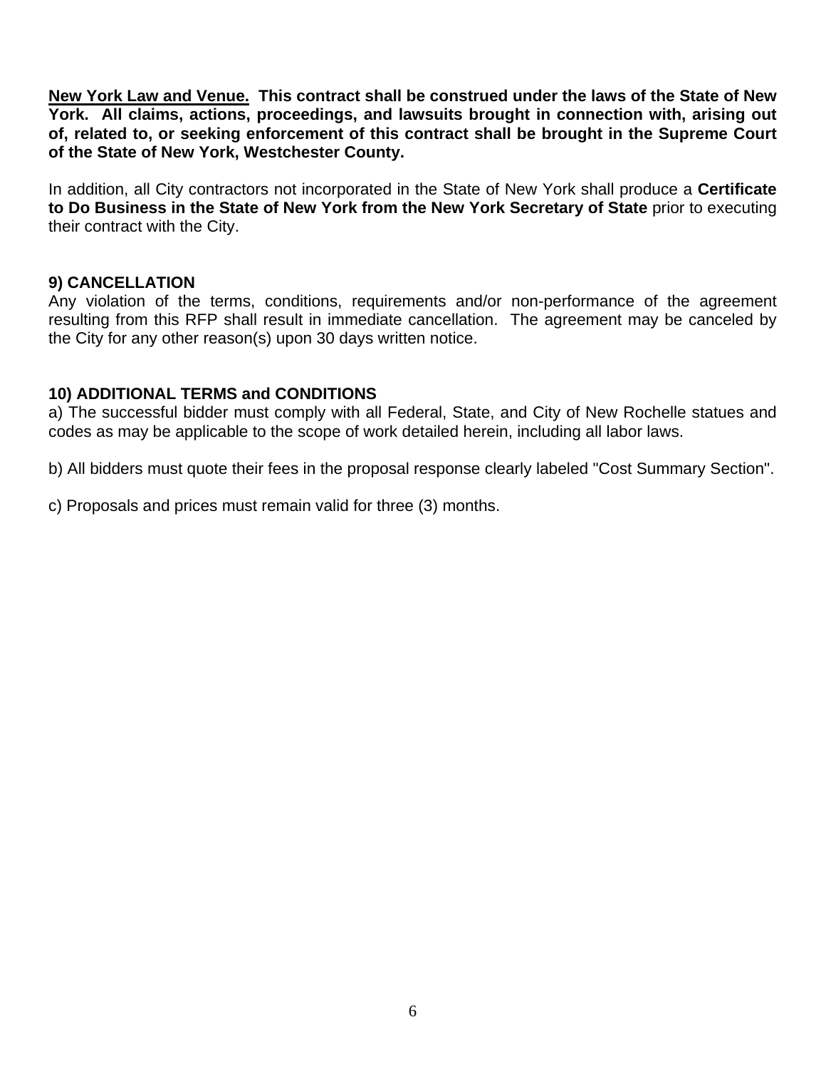**<u>New York Law and Venue.</u> This contract shall be construed under the laws of the State of New York. All claims, actions, proceedings, and lawsuits brought in connection with, arising out of, related to, or seeking enforcement of this contract shall be brought in the Supreme Court of the State of New York, Westchester County.**

In addition, all City contractors not incorporated in the State of New York shall produce a **Certificate to Do Business in the State of New York from the New York Secretary of State** prior to executing their contract with the City.

### 9) CANCELLATION

Any violation of the terms, conditions, requirements and/or non-performance of the agreement resulting from this RFP shall result in immediate cancellation. The agreement may be canceled by the City for any other reason(s) upon 30 days written notice.

### 10) ADDITIONAL TERMS and CONDITIONS

a) The successful bidder must comply with all Federal, State, and City of New Rochelle statues and codes as may be applicable to the scope of work detailed herein, including all labor laws.

b) All bidders must quote their fees in the proposal response clearly labeled "Cost Summary Section".

c) Proposals and prices must remain valid for three (3) months.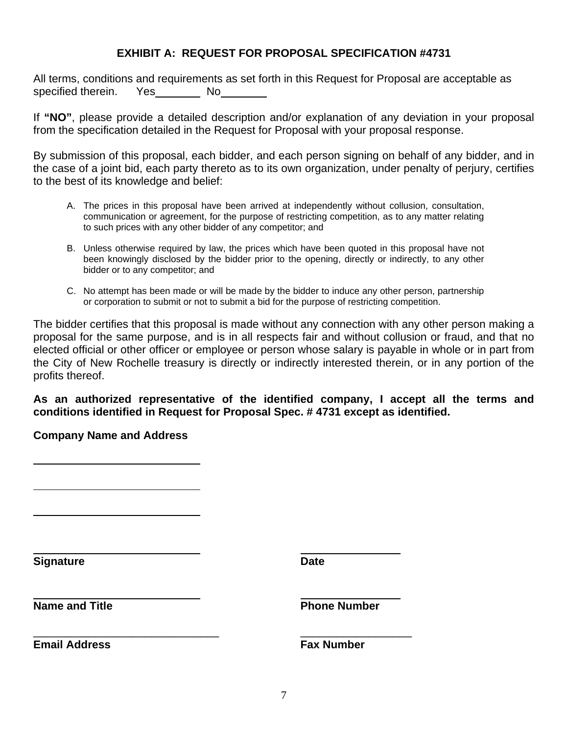## EXHIBIT A: REQUEST FOR PROPOSAL SPECIFICATION #4731

All terms, conditions and requirements as set forth in this Request for Proposal are acceptable as specified therein. Yes________ No________

If **"NO"**, please provide a detailed description and/or explanation of any deviation in your proposal from the specification detailed in the Request for Proposal with your proposal response.

By submission of this proposal, each bidder, and each person signing on behalf of any bidder, and in the case of a joint bid, each party thereto as to its own organization, under penalty of perjury, certifies to the best of its knowledge and belief:

A. The prices in this proposal have been arrived at independently without collusion, consultation, communication or agreement, for the purpose of restricting competition, as to any matter relating to such prices with any other bidder of any competitor; and

B. Unless otherwise required by law, the prices which have been quoted in this proposal have not been knowingly disclosed by the bidder prior to the opening, directly or indirectly, to any other bidder or to any competitor; and

C. No attempt has been made or will be made by the bidder to induce any other person, partnership or corporation to submit or not to submit a bid for the purpose of restricting competition.

The bidder certifies that this proposal is made without any connection with any other person making a proposal for the same purpose, and is in all respects fair and without collusion or fraud, and that no elected official or other officer or employee or person whose salary is payable in whole or in part from the City of New Rochelle treasury is directly or indirectly interested therein, or in any portion of the profits thereof.

**As an authorized representative of the identified company, I accept all the terms and conditions identified in Request for Proposal Spec. # 4731 except as identified.**

**Company Name and Address**

______________________________

______________________________

______________________________

______________________________ ________________

**Signature** **Date**

______________________________ ________________

**Name and Title** **Phone Number**

______________________________ ________________

**Email Address** **Fax Number**